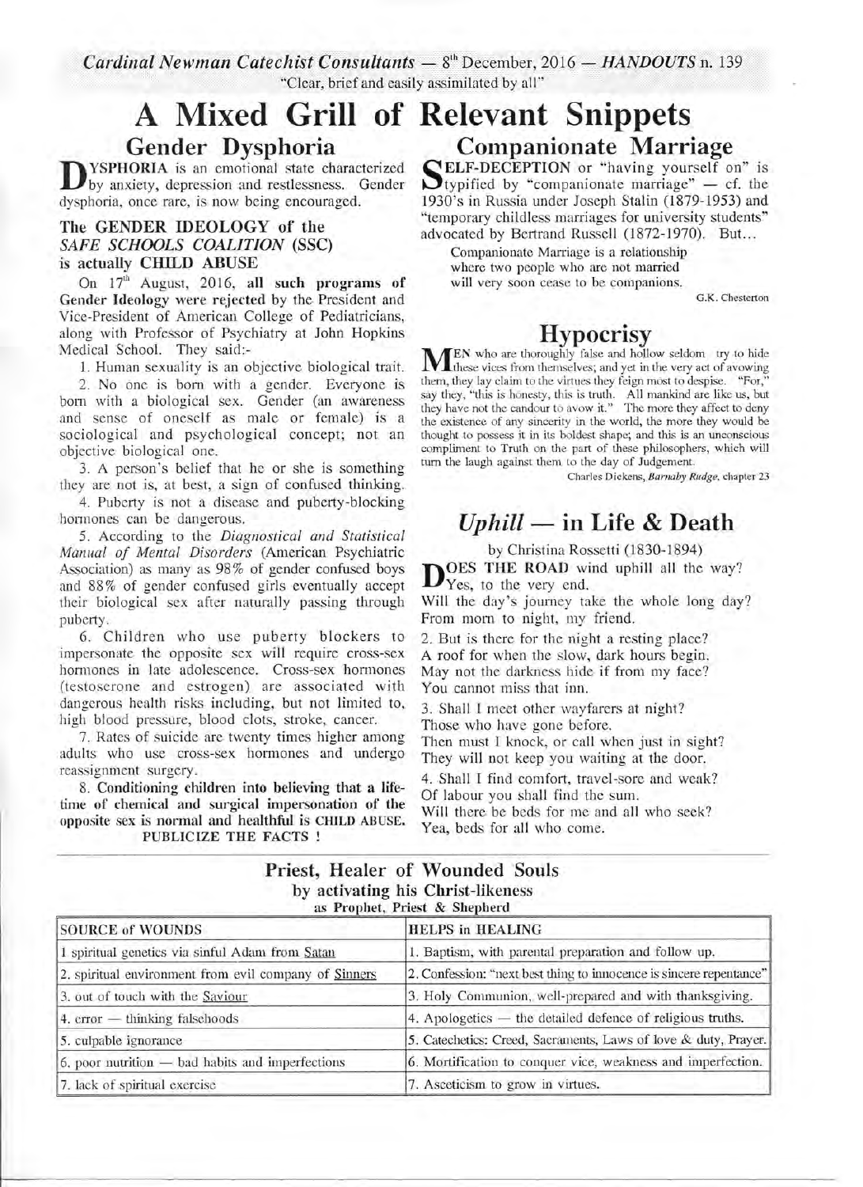*Cardinal Newman Catechist Consultants* — 8th December, 2016 — *HANDOUTS* n. 139

"Clear, brief and easily assimilated by all"

# A Mixed Grill of Relevant Snippets

## Gender Dysphoria

**DYSPHORIA** is an emotional state characterized by anxiety, depression and restlessness. Gender dysphoria, once rare, is now being encouraged.

### The GENDER IDEOLOGY of the *SAFE SCHOOLS COALITION* (SSC) is actually CHILD ABUSE

On 17th August, 2016, **all such programs of Gender Ideology were rejected** by the President and Vice-President of American College of Pediatricians, along with Professor of Psychiatry at John Hopkins Medical School. They said:-

1. Human sexuality is an objective biological trait.

2. No one is born with a gender. Everyone is born with a biological sex. Gender (an awareness and sense of oneself as male or female) is a sociological and psychological concept; not an objective biological one.

3. A person's belief that he or she is something they are not is, at best, a sign of confused thinking.

4. Puberty is not a disease and puberty-blocking hormones can be dangerous.

5. According to the *Diagnostical and Statistical Manual of Mental Disorders* (American Psychiatric Association) as many as 98% of gender confused boys and 88% of gender confused girls eventually accept their biological sex after naturally passing through puberty.

6. Children who use puberty blockers to impersonate the opposite sex will require cross-sex hormones in late adolescence. Cross-sex hormones (testosterone and estrogen) are associated with dangerous health risks including, but not limited to, high blood pressure, blood clots, stroke, cancer.

7. Rates of suicide are twenty times higher among adults who use cross-sex hormones and undergo reassignment surgery.

8. **Conditioning children into believing that a lifetime of chemical and surgical impersonation of the opposite sex is normal and healthful is CHILD ABUSE.**

**PUBLICIZE THE FACTS !**

## Companionate Marriage

**SELF-DECEPTION** or "having yourself on" is typified by "companionate marriage" — cf. the 1930's in Russia under Joseph Stalin (1879-1953) and "temporary childless marriages for university students" advocated by Bertrand Russell (1872-1970). But...

> Companionate Marriage is a relationship where two people who are not married will very soon cease to be companions.
>
> G.K. Chesterton

## Hypocrisy

**MEN** who are thoroughly false and hollow seldom try to hide these vices from themselves; and yet in the very act of avowing them, they lay claim to the virtues they feign most to despise. "For," say they, "this is honesty, this is truth. All mankind are like us, but they have not the candour to avow it." The more they affect to deny the existence of any sincerity in the world, the more they would be thought to possess it in its boldest shape; and this is an unconscious compliment to Truth on the part of these philosophers, which will turn the laugh against them to the day of Judgement.

Charles Dickens, *Barnaby Rudge*, chapter 23

## *Uphill* — in Life & Death

by Christina Rossetti (1830-1894)

**DOES THE ROAD** wind uphill all the way?
Yes, to the very end.
Will the day's journey take the whole long day?
From morn to night, my friend.

2. But is there for the night a resting place?
A roof for when the slow, dark hours begin.
May not the darkness hide it from my face?
You cannot miss that inn.

3. Shall I meet other wayfarers at night?
Those who have gone before.
Then must I knock, or call when just in sight?
They will not keep you waiting at the door.

4. Shall I find comfort, travel-sore and weak?
Of labour you shall find the sum.
Will there be beds for me and all who seek?
Yea, beds for all who come.

## Priest, Healer of Wounded Souls
### by activating his Christ-likeness
#### as Prophet, Priest & Shepherd

| SOURCE of WOUNDS | HELPS in HEALING |
|---|---|
| 1 spiritual genetics via sinful Adam from Satan | 1. Baptism, with parental preparation and follow up. |
| 2. spiritual environment from evil company of Sinners | 2. Confession: "next best thing to innocence is sincere repentance" |
| 3. out of touch with the Saviour | 3. Holy Communion, well-prepared and with thanksgiving. |
| 4. error — thinking falsehoods | 4. Apologetics — the detailed defence of religious truths. |
| 5. culpable ignorance | 5. Catechetics: Creed, Sacraments, Laws of love & duty, Prayer. |
| 6. poor nutrition — bad habits and imperfections | 6. Mortification to conquer vice, weakness and imperfection. |
| 7. lack of spiritual exercise | 7. Asceticism to grow in virtues. |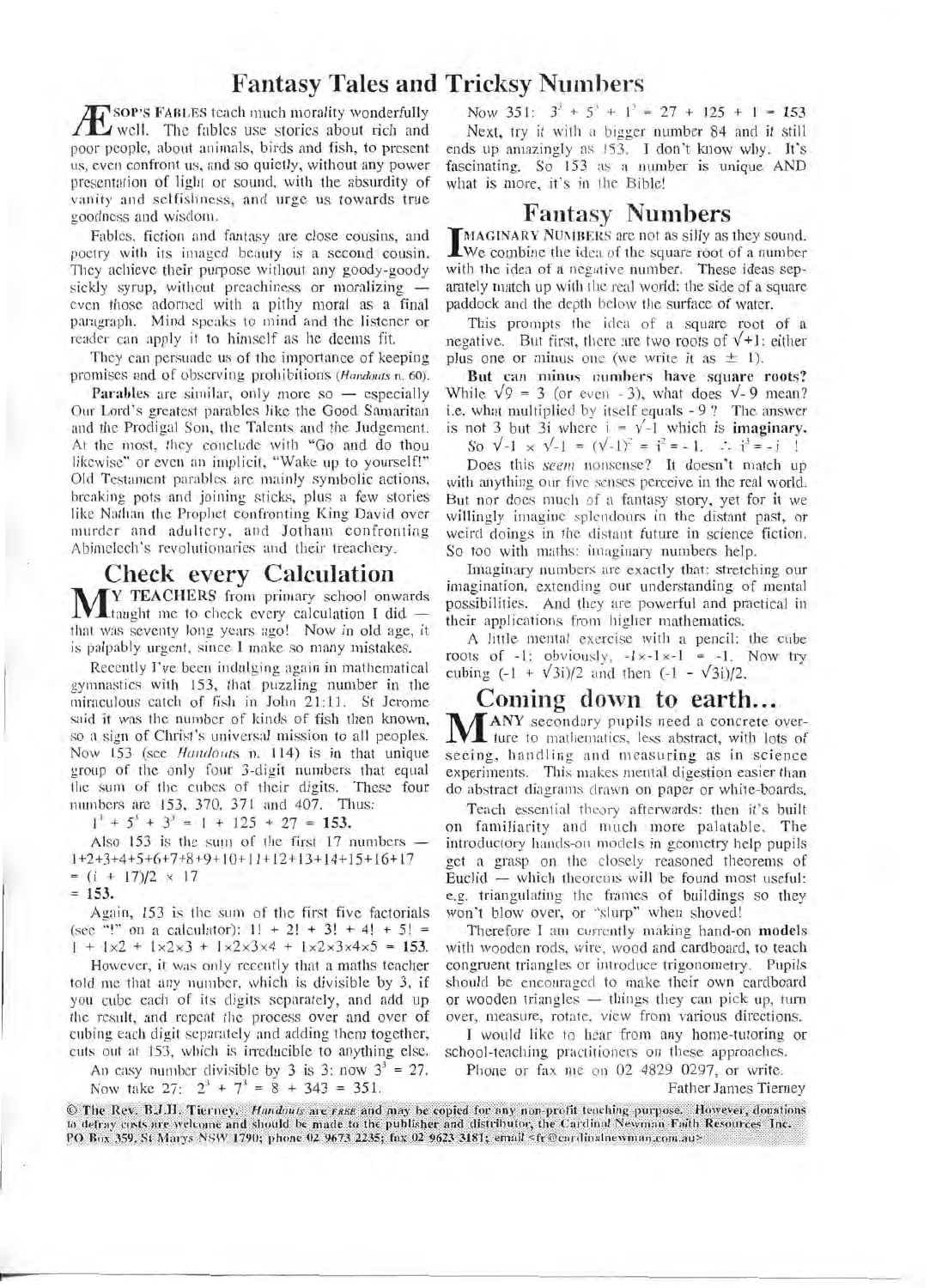# Fantasy Tales and Tricksy Numbers

Æsop's Fables teach much morality wonderfully well. The fables use stories about rich and poor people, about animals, birds and fish, to present us, even confront us, and so quietly, without any power presentation of light or sound, with the absurdity of vanity and selfishness, and urge us towards true goodness and wisdom.

Fables, fiction and fantasy are close cousins, and poetry with its imaged beauty is a second cousin. They achieve their purpose without any goody-goody sickly syrup, without preachiness or moralizing — even those adorned with a pithy moral as a final paragraph. Mind speaks to mind and the listener or reader can apply it to himself as he deems fit.

They can persuade us of the importance of keeping promises and of observing prohibitions (*Handouts* n. 60).

**Parables** are similar, only more so — especially Our Lord's greatest parables like the Good Samaritan and the Prodigal Son, the Talents and the Judgement. At the most, they conclude with "Go and do thou likewise" or even an implicit, "Wake up to yourself!" Old Testament parables are mainly symbolic actions, breaking pots and joining sticks, plus a few stories like Nathan the Prophet confronting King David over murder and adultery, and Jotham confronting Abimelech's revolutionaries and their treachery.

## Check every Calculation

My TEACHERS from primary school onwards taught me to check every calculation I did — that was seventy long years ago! Now in old age, it is palpably urgent, since I make so many mistakes.

Recently I've been indulging again in mathematical gymnastics with 153, that puzzling number in the miraculous catch of fish in John 21:11. St Jerome said it was the number of kinds of fish then known, so a sign of Christ's universal mission to all peoples. Now 153 (see *Handouts* n. 114) is in that unique group of the only four 3-digit numbers that equal the sum of the cubes of their digits. These four numbers are 153, 370, 371 and 407. Thus:

$1^3 + 5^3 + 3^3 = 1 + 125 + 27 = \mathbf{153.}$

Also 153 is the sum of the first 17 numbers — $1+2+3+4+5+6+7+8+9+10+11+12+13+14+15+16+17$
$= (1 + 17)/2 \times 17$
$= \mathbf{153.}$

Again, 153 is the sum of the first five factorials (see "!" on a calculator): $1! + 2! + 3! + 4! + 5! = 1 + 1{\times}2 + 1{\times}2{\times}3 + 1{\times}2{\times}3{\times}4 + 1{\times}2{\times}3{\times}4{\times}5 = \mathbf{153.}$

However, it was only recently that a maths teacher told me that any number, which is divisible by 3, if you cube each of its digits separately, and add up the result, and repeat the process over and over of cubing each digit separately and adding them together, cuts out at 153, which is irreducible to anything else.

An easy number divisible by 3 is 3: now $3^3 = 27$.
Now take 27: $2^3 + 7^3 = 8 + 343 = 351$.
Now 351: $3^3 + 5^3 + 1^3 = 27 + 125 + 1 = \mathbf{153}$

Next, try it with a bigger number 84 and it still ends up amazingly as 153. I don't know why. It's fascinating. So 153 as a number is unique AND what is more, it's in the Bible!

## Fantasy Numbers

IMAGINARY NUMBERS are not as silly as they sound. We combine the idea of the square root of a number with the idea of a negative number. These ideas separately match up with the real world: the side of a square paddock and the depth below the surface of water.

This prompts the idea of a square root of a negative. But first, there are two roots of $\sqrt{+1}$: either plus one or minus one (we write it as $\pm 1$).

**But can minus numbers have square roots?** While $\sqrt{9} = 3$ (or even $-3$), what does $\sqrt{-9}$ mean? i.e. what multiplied by itself equals $-9$? The answer is not 3 but 3i where $i = \sqrt{-1}$ which is **imaginary.**
So $\sqrt{-1} \times \sqrt{-1} = (\sqrt{-1})^2 = i^2 = -1. \;\therefore\; i^3 = -i$ !

Does this *seem* nonsense? It doesn't match up with anything our five senses perceive in the real world. But nor does much of a fantasy story, yet for it we willingly imagine splendours in the distant past, or weird doings in the distant future in science fiction. So too with maths: imaginary numbers help.

Imaginary numbers are exactly that: stretching our imagination, extending our understanding of mental possibilities. And they are powerful and practical in their applications from higher mathematics.

A little mental exercise with a pencil: the cube roots of $-1$: obviously, $-1{\times}-1{\times}-1 = -1$. Now try cubing $(-1 + \sqrt{3}i)/2$ and then $(-1 - \sqrt{3}i)/2$.

## Coming down to earth...

MANY secondary pupils need a concrete overture to mathematics, less abstract, with lots of seeing, handling and measuring as in science experiments. This makes mental digestion easier than do abstract diagrams drawn on paper or white-boards.

Teach essential theory afterwards: then it's built on familiarity and much more palatable. The introductory hands-on models in geometry help pupils get a grasp on the closely reasoned theorems of Euclid — which theorems will be found most useful: e.g. triangulating the frames of buildings so they won't blow over, or "slurp" when shoved!

Therefore I am currently making hand-on **models** with wooden rods, wire, wood and cardboard, to teach congruent triangles or introduce trigonometry. Pupils should be encouraged to make their own cardboard or wooden triangles — things they can pick up, turn over, measure, rotate, view from various directions.

I would like to hear from any home-tutoring or school-teaching practitioners on these approaches.

Phone or fax me on 02 4829 0297, or write.

Father James Tierney

© The Rev. B.J.H. Tierney. *Handouts* are FREE and may be copied for any non-profit teaching purpose. However, donations to defray costs are welcome and should be made to the publisher and distributor, the Cardinal Newman Faith Resources Inc. PO Box 359, St Marys NSW 1790; phone 02 9673 2235; fax 02 9623 3181; email <fr@cardinalnewman.com.au>